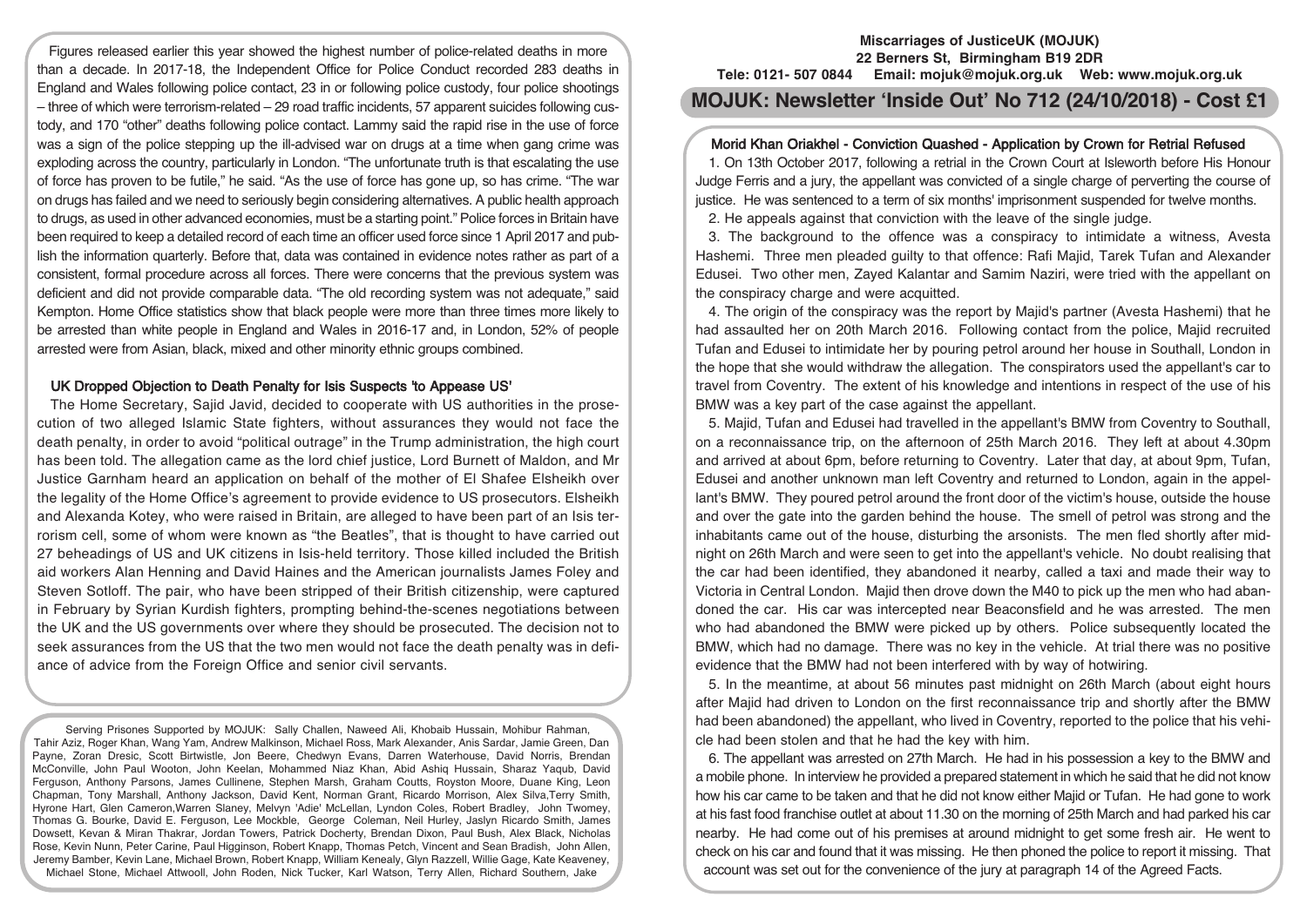Figures released earlier this year showed the highest number of police-related deaths in more than a decade. In 2017-18, the Independent Office for Police Conduct recorded 283 deaths in England and Wales following police contact, 23 in or following police custody, four police shootings – three of which were terrorism-related – 29 road traffic incidents, 57 apparent suicides following custody, and 170 "other" deaths following police contact. Lammy said the rapid rise in the use of force was a sign of the police stepping up the ill-advised war on drugs at a time when gang crime was exploding across the country, particularly in London. "The unfortunate truth is that escalating the use of force has proven to be futile," he said. "As the use of force has gone up, so has crime. "The war on drugs has failed and we need to seriously begin considering alternatives. A public health approach to drugs, as used in other advanced economies, must be a starting point." Police forces in Britain have been required to keep a detailed record of each time an officer used force since 1 April 2017 and publish the information quarterly. Before that, data was contained in evidence notes rather as part of a consistent, formal procedure across all forces. There were concerns that the previous system was deficient and did not provide comparable data. "The old recording system was not adequate," said Kempton. Home Office statistics show that black people were more than three times more likely to be arrested than white people in England and Wales in 2016-17 and, in London, 52% of people arrested were from Asian, black, mixed and other minority ethnic groups combined.

## UK Dropped Objection to Death Penalty for Isis Suspects 'to Appease US'

The Home Secretary, Sajid Javid, decided to cooperate with US authorities in the prosecution of two alleged Islamic State fighters, without assurances they would not face the death penalty, in order to avoid "political outrage" in the Trump administration, the high court has been told. The allegation came as the lord chief justice, Lord Burnett of Maldon, and Mr Justice Garnham heard an application on behalf of the mother of El Shafee Elsheikh over the legality of the Home Office's agreement to provide evidence to US prosecutors. Elsheikh and Alexanda Kotey, who were raised in Britain, are alleged to have been part of an Isis terrorism cell, some of whom were known as "the Beatles", that is thought to have carried out 27 beheadings of US and UK citizens in Isis-held territory. Those killed included the British aid workers Alan Henning and David Haines and the American journalists James Foley and Steven Sotloff. The pair, who have been stripped of their British citizenship, were captured in February by Syrian Kurdish fighters, prompting behind-the-scenes negotiations between the UK and the US governments over where they should be prosecuted. The decision not to seek assurances from the US that the two men would not face the death penalty was in defiance of advice from the Foreign Office and senior civil servants.

Serving Prisones Supported by MOJUK: Sally Challen, Naweed Ali, Khobaib Hussain, Mohibur Rahman, Tahir Aziz, Roger Khan, Wang Yam, Andrew Malkinson, Michael Ross, Mark Alexander, Anis Sardar, Jamie Green, Dan Payne, Zoran Dresic, Scott Birtwistle, Jon Beere, Chedwyn Evans, Darren Waterhouse, David Norris, Brendan McConville, John Paul Wooton, John Keelan, Mohammed Niaz Khan, Abid Ashiq Hussain, Sharaz Yaqub, David Ferguson, Anthony Parsons, James Cullinene, Stephen Marsh, Graham Coutts, Royston Moore, Duane King, Leon Chapman, Tony Marshall, Anthony Jackson, David Kent, Norman Grant, Ricardo Morrison, Alex Silva,Terry Smith, Hyrone Hart, Glen Cameron,Warren Slaney, Melvyn 'Adie' McLellan, Lyndon Coles, Robert Bradley, John Twomey, Thomas G. Bourke, David E. Ferguson, Lee Mockble, George Coleman, Neil Hurley, Jaslyn Ricardo Smith, James Dowsett, Kevan & Miran Thakrar, Jordan Towers, Patrick Docherty, Brendan Dixon, Paul Bush, Alex Black, Nicholas Rose, Kevin Nunn, Peter Carine, Paul Higginson, Robert Knapp, Thomas Petch, Vincent and Sean Bradish, John Allen, Jeremy Bamber, Kevin Lane, Michael Brown, Robert Knapp, William Kenealy, Glyn Razzell, Willie Gage, Kate Keaveney, Michael Stone, Michael Attwooll, John Roden, Nick Tucker, Karl Watson, Terry Allen, Richard Southern, Jake

**Miscarriages of JusticeUK (MOJUK)**
**22 Berners St, Birmingham B19 2DR**
**Tele: 0121- 507 0844 Email: mojuk@mojuk.org.uk Web: www.mojuk.org.uk**

# MOJUK: Newsletter 'Inside Out' No 712 (24/10/2018) - Cost £1

## Morid Khan Oriakhel - Conviction Quashed - Application by Crown for Retrial Refused

1. On 13th October 2017, following a retrial in the Crown Court at Isleworth before His Honour Judge Ferris and a jury, the appellant was convicted of a single charge of perverting the course of justice. He was sentenced to a term of six months' imprisonment suspended for twelve months.

2. He appeals against that conviction with the leave of the single judge.

3. The background to the offence was a conspiracy to intimidate a witness, Avesta Hashemi. Three men pleaded guilty to that offence: Rafi Majid, Tarek Tufan and Alexander Edusei. Two other men, Zayed Kalantar and Samim Naziri, were tried with the appellant on the conspiracy charge and were acquitted.

4. The origin of the conspiracy was the report by Majid's partner (Avesta Hashemi) that he had assaulted her on 20th March 2016. Following contact from the police, Majid recruited Tufan and Edusei to intimidate her by pouring petrol around her house in Southall, London in the hope that she would withdraw the allegation. The conspirators used the appellant's car to travel from Coventry. The extent of his knowledge and intentions in respect of the use of his BMW was a key part of the case against the appellant.

5. Majid, Tufan and Edusei had travelled in the appellant's BMW from Coventry to Southall, on a reconnaissance trip, on the afternoon of 25th March 2016. They left at about 4.30pm and arrived at about 6pm, before returning to Coventry. Later that day, at about 9pm, Tufan, Edusei and another unknown man left Coventry and returned to London, again in the appellant's BMW. They poured petrol around the front door of the victim's house, outside the house and over the gate into the garden behind the house. The smell of petrol was strong and the inhabitants came out of the house, disturbing the arsonists. The men fled shortly after midnight on 26th March and were seen to get into the appellant's vehicle. No doubt realising that the car had been identified, they abandoned it nearby, called a taxi and made their way to Victoria in Central London. Majid then drove down the M40 to pick up the men who had abandoned the car. His car was intercepted near Beaconsfield and he was arrested. The men who had abandoned the BMW were picked up by others. Police subsequently located the BMW, which had no damage. There was no key in the vehicle. At trial there was no positive evidence that the BMW had not been interfered with by way of hotwiring.

5. In the meantime, at about 56 minutes past midnight on 26th March (about eight hours after Majid had driven to London on the first reconnaissance trip and shortly after the BMW had been abandoned) the appellant, who lived in Coventry, reported to the police that his vehicle had been stolen and that he had the key with him.

6. The appellant was arrested on 27th March. He had in his possession a key to the BMW and a mobile phone. In interview he provided a prepared statement in which he said that he did not know how his car came to be taken and that he did not know either Majid or Tufan. He had gone to work at his fast food franchise outlet at about 11.30 on the morning of 25th March and had parked his car nearby. He had come out of his premises at around midnight to get some fresh air. He went to check on his car and found that it was missing. He then phoned the police to report it missing. That account was set out for the convenience of the jury at paragraph 14 of the Agreed Facts.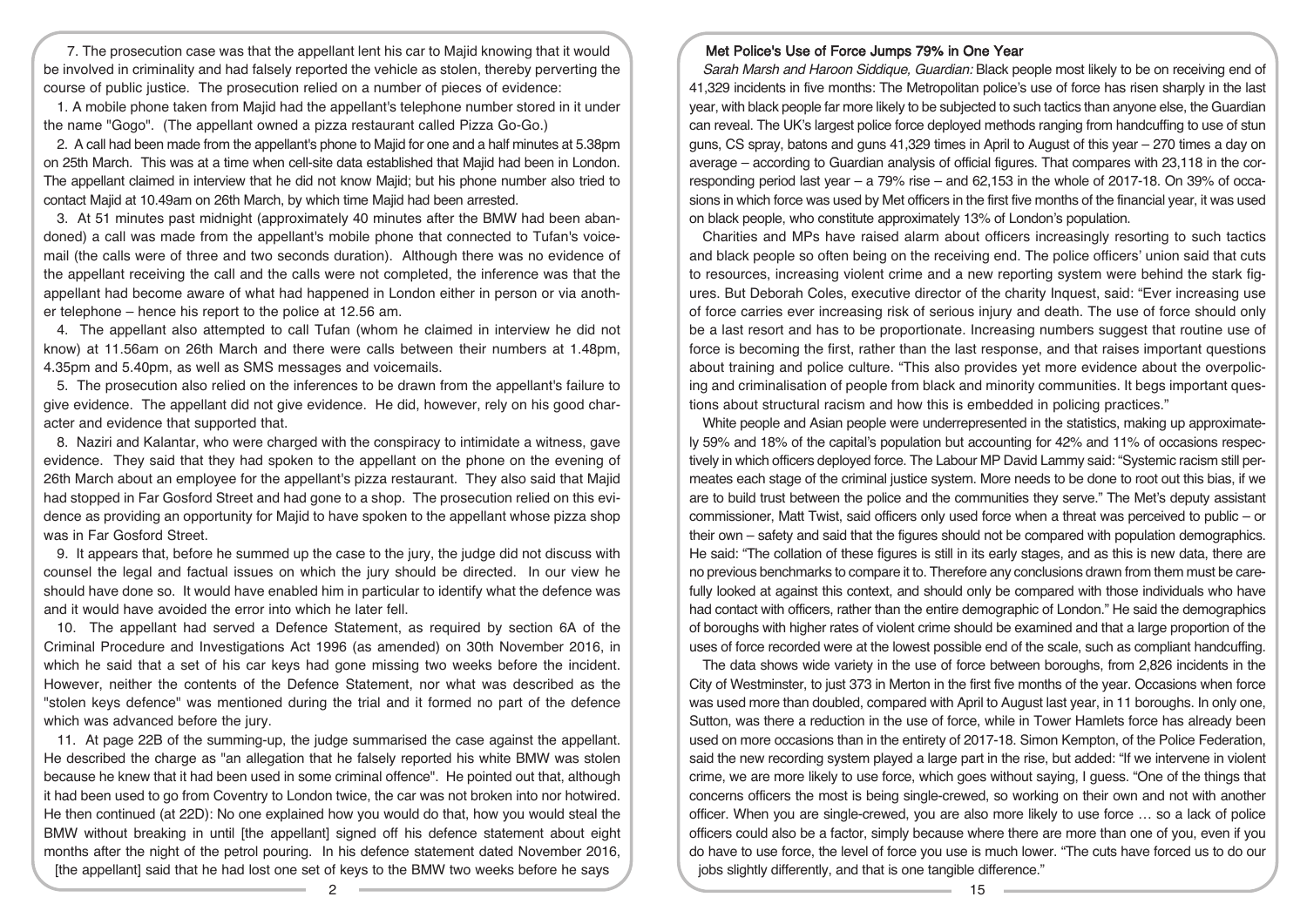7. The prosecution case was that the appellant lent his car to Majid knowing that it would be involved in criminality and had falsely reported the vehicle as stolen, thereby perverting the course of public justice. The prosecution relied on a number of pieces of evidence:

1. A mobile phone taken from Majid had the appellant's telephone number stored in it under the name "Gogo". (The appellant owned a pizza restaurant called Pizza Go-Go.)

2. A call had been made from the appellant's phone to Majid for one and a half minutes at 5.38pm on 25th March. This was at a time when cell-site data established that Majid had been in London. The appellant claimed in interview that he did not know Majid; but his phone number also tried to contact Majid at 10.49am on 26th March, by which time Majid had been arrested.

3. At 51 minutes past midnight (approximately 40 minutes after the BMW had been abandoned) a call was made from the appellant's mobile phone that connected to Tufan's voicemail (the calls were of three and two seconds duration). Although there was no evidence of the appellant receiving the call and the calls were not completed, the inference was that the appellant had become aware of what had happened in London either in person or via another telephone – hence his report to the police at 12.56 am.

4. The appellant also attempted to call Tufan (whom he claimed in interview he did not know) at 11.56am on 26th March and there were calls between their numbers at 1.48pm, 4.35pm and 5.40pm, as well as SMS messages and voicemails.

5. The prosecution also relied on the inferences to be drawn from the appellant's failure to give evidence. The appellant did not give evidence. He did, however, rely on his good character and evidence that supported that.

8. Naziri and Kalantar, who were charged with the conspiracy to intimidate a witness, gave evidence. They said that they had spoken to the appellant on the phone on the evening of 26th March about an employee for the appellant's pizza restaurant. They also said that Majid had stopped in Far Gosford Street and had gone to a shop. The prosecution relied on this evidence as providing an opportunity for Majid to have spoken to the appellant whose pizza shop was in Far Gosford Street.

9. It appears that, before he summed up the case to the jury, the judge did not discuss with counsel the legal and factual issues on which the jury should be directed. In our view he should have done so. It would have enabled him in particular to identify what the defence was and it would have avoided the error into which he later fell.

10. The appellant had served a Defence Statement, as required by section 6A of the Criminal Procedure and Investigations Act 1996 (as amended) on 30th November 2016, in which he said that a set of his car keys had gone missing two weeks before the incident. However, neither the contents of the Defence Statement, nor what was described as the "stolen keys defence" was mentioned during the trial and it formed no part of the defence which was advanced before the jury.

11. At page 22B of the summing-up, the judge summarised the case against the appellant. He described the charge as "an allegation that he falsely reported his white BMW was stolen because he knew that it had been used in some criminal offence". He pointed out that, although it had been used to go from Coventry to London twice, the car was not broken into nor hotwired. He then continued (at 22D): No one explained how you would do that, how you would steal the BMW without breaking in until [the appellant] signed off his defence statement about eight months after the night of the petrol pouring. In his defence statement dated November 2016, [the appellant] said that he had lost one set of keys to the BMW two weeks before he says

## Met Police's Use of Force Jumps 79% in One Year

*Sarah Marsh and Haroon Siddique, Guardian:* Black people most likely to be on receiving end of 41,329 incidents in five months: The Metropolitan police's use of force has risen sharply in the last year, with black people far more likely to be subjected to such tactics than anyone else, the Guardian can reveal. The UK's largest police force deployed methods ranging from handcuffing to use of stun guns, CS spray, batons and guns 41,329 times in April to August of this year – 270 times a day on average – according to Guardian analysis of official figures. That compares with 23,118 in the corresponding period last year – a 79% rise – and 62,153 in the whole of 2017-18. On 39% of occasions in which force was used by Met officers in the first five months of the financial year, it was used on black people, who constitute approximately 13% of London's population.

Charities and MPs have raised alarm about officers increasingly resorting to such tactics and black people so often being on the receiving end. The police officers' union said that cuts to resources, increasing violent crime and a new reporting system were behind the stark figures. But Deborah Coles, executive director of the charity Inquest, said: "Ever increasing use of force carries ever increasing risk of serious injury and death. The use of force should only be a last resort and has to be proportionate. Increasing numbers suggest that routine use of force is becoming the first, rather than the last response, and that raises important questions about training and police culture. "This also provides yet more evidence about the overpolicing and criminalisation of people from black and minority communities. It begs important questions about structural racism and how this is embedded in policing practices."

White people and Asian people were underrepresented in the statistics, making up approximately 59% and 18% of the capital's population but accounting for 42% and 11% of occasions respectively in which officers deployed force. The Labour MP David Lammy said: "Systemic racism still permeates each stage of the criminal justice system. More needs to be done to root out this bias, if we are to build trust between the police and the communities they serve." The Met's deputy assistant commissioner, Matt Twist, said officers only used force when a threat was perceived to public – or their own – safety and said that the figures should not be compared with population demographics. He said: "The collation of these figures is still in its early stages, and as this is new data, there are no previous benchmarks to compare it to. Therefore any conclusions drawn from them must be carefully looked at against this context, and should only be compared with those individuals who have had contact with officers, rather than the entire demographic of London." He said the demographics of boroughs with higher rates of violent crime should be examined and that a large proportion of the uses of force recorded were at the lowest possible end of the scale, such as compliant handcuffing.

The data shows wide variety in the use of force between boroughs, from 2,826 incidents in the City of Westminster, to just 373 in Merton in the first five months of the year. Occasions when force was used more than doubled, compared with April to August last year, in 11 boroughs. In only one, Sutton, was there a reduction in the use of force, while in Tower Hamlets force has already been used on more occasions than in the entirety of 2017-18. Simon Kempton, of the Police Federation, said the new recording system played a large part in the rise, but added: "If we intervene in violent crime, we are more likely to use force, which goes without saying, I guess. "One of the things that concerns officers the most is being single-crewed, so working on their own and not with another officer. When you are single-crewed, you are also more likely to use force … so a lack of police officers could also be a factor, simply because where there are more than one of you, even if you do have to use force, the level of force you use is much lower. "The cuts have forced us to do our jobs slightly differently, and that is one tangible difference."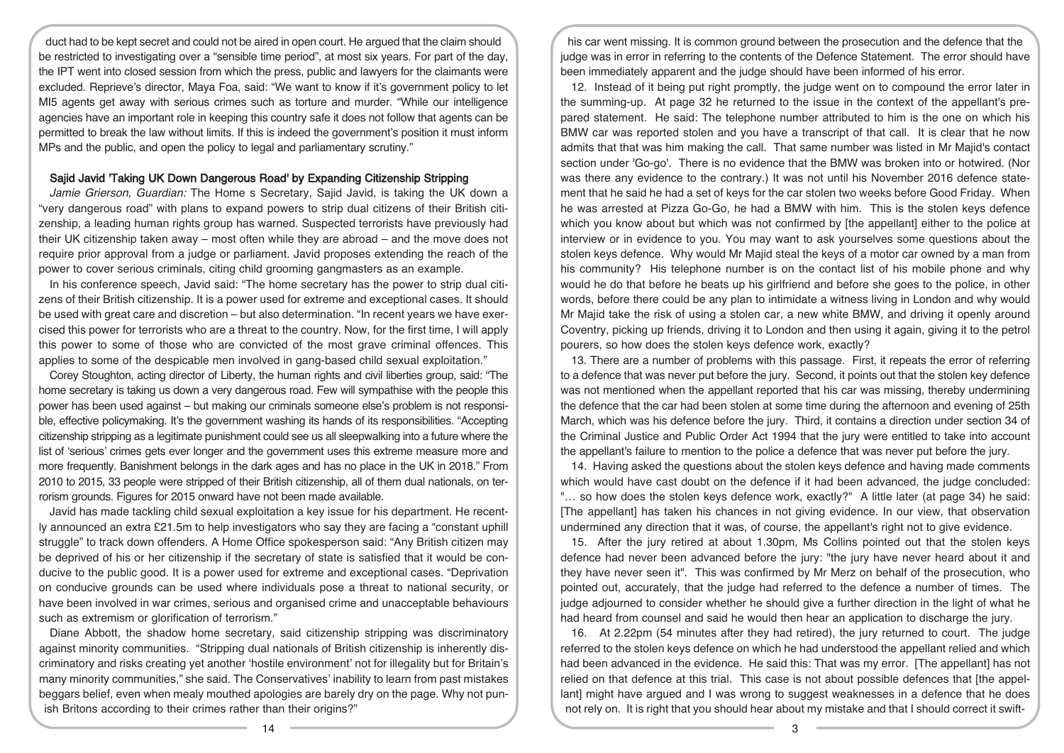duct had to be kept secret and could not be aired in open court. He argued that the claim should be restricted to investigating over a "sensible time period", at most six years. For part of the day, the IPT went into closed session from which the press, public and lawyers for the claimants were excluded. Reprieve's director, Maya Foa, said: "We want to know if it's government policy to let MI5 agents get away with serious crimes such as torture and murder. "While our intelligence agencies have an important role in keeping this country safe it does not follow that agents can be permitted to break the law without limits. If this is indeed the government's position it must inform MPs and the public, and open the policy to legal and parliamentary scrutiny."

### Sajid Javid 'Taking UK Down Dangerous Road' by Expanding Citizenship Stripping

*Jamie Grierson, Guardian:* The Home s Secretary, Sajid Javid, is taking the UK down a "very dangerous road" with plans to expand powers to strip dual citizens of their British citizenship, a leading human rights group has warned. Suspected terrorists have previously had their UK citizenship taken away – most often while they are abroad – and the move does not require prior approval from a judge or parliament. Javid proposes extending the reach of the power to cover serious criminals, citing child grooming gangmasters as an example.

In his conference speech, Javid said: "The home secretary has the power to strip dual citizens of their British citizenship. It is a power used for extreme and exceptional cases. It should be used with great care and discretion – but also determination. "In recent years we have exercised this power for terrorists who are a threat to the country. Now, for the first time, I will apply this power to some of those who are convicted of the most grave criminal offences. This applies to some of the despicable men involved in gang-based child sexual exploitation."

Corey Stoughton, acting director of Liberty, the human rights and civil liberties group, said: "The home secretary is taking us down a very dangerous road. Few will sympathise with the people this power has been used against – but making our criminals someone else's problem is not responsible, effective policymaking. It's the government washing its hands of its responsibilities. "Accepting citizenship stripping as a legitimate punishment could see us all sleepwalking into a future where the list of 'serious' crimes gets ever longer and the government uses this extreme measure more and more frequently. Banishment belongs in the dark ages and has no place in the UK in 2018." From 2010 to 2015, 33 people were stripped of their British citizenship, all of them dual nationals, on terrorism grounds. Figures for 2015 onward have not been made available.

Javid has made tackling child sexual exploitation a key issue for his department. He recently announced an extra £21.5m to help investigators who say they are facing a "constant uphill struggle" to track down offenders. A Home Office spokesperson said: "Any British citizen may be deprived of his or her citizenship if the secretary of state is satisfied that it would be conducive to the public good. It is a power used for extreme and exceptional cases. "Deprivation on conducive grounds can be used where individuals pose a threat to national security, or have been involved in war crimes, serious and organised crime and unacceptable behaviours such as extremism or glorification of terrorism."

Diane Abbott, the shadow home secretary, said citizenship stripping was discriminatory against minority communities. "Stripping dual nationals of British citizenship is inherently discriminatory and risks creating yet another 'hostile environment' not for illegality but for Britain's many minority communities," she said. The Conservatives' inability to learn from past mistakes beggars belief, even when mealy mouthed apologies are barely dry on the page. Why not punish Britons according to their crimes rather than their origins?"

his car went missing. It is common ground between the prosecution and the defence that the judge was in error in referring to the contents of the Defence Statement. The error should have been immediately apparent and the judge should have been informed of his error.

12. Instead of it being put right promptly, the judge went on to compound the error later in the summing-up. At page 32 he returned to the issue in the context of the appellant's prepared statement. He said: The telephone number attributed to him is the one on which his BMW car was reported stolen and you have a transcript of that call. It is clear that he now admits that that was him making the call. That same number was listed in Mr Majid's contact section under 'Go-go'. There is no evidence that the BMW was broken into or hotwired. (Nor was there any evidence to the contrary.) It was not until his November 2016 defence statement that he said he had a set of keys for the car stolen two weeks before Good Friday. When he was arrested at Pizza Go-Go, he had a BMW with him. This is the stolen keys defence which you know about but which was not confirmed by [the appellant] either to the police at interview or in evidence to you. You may want to ask yourselves some questions about the stolen keys defence. Why would Mr Majid steal the keys of a motor car owned by a man from his community? His telephone number is on the contact list of his mobile phone and why would he do that before he beats up his girlfriend and before she goes to the police, in other words, before there could be any plan to intimidate a witness living in London and why would Mr Majid take the risk of using a stolen car, a new white BMW, and driving it openly around Coventry, picking up friends, driving it to London and then using it again, giving it to the petrol pourers, so how does the stolen keys defence work, exactly?

13. There are a number of problems with this passage. First, it repeats the error of referring to a defence that was never put before the jury. Second, it points out that the stolen key defence was not mentioned when the appellant reported that his car was missing, thereby undermining the defence that the car had been stolen at some time during the afternoon and evening of 25th March, which was his defence before the jury. Third, it contains a direction under section 34 of the Criminal Justice and Public Order Act 1994 that the jury were entitled to take into account the appellant's failure to mention to the police a defence that was never put before the jury.

14. Having asked the questions about the stolen keys defence and having made comments which would have cast doubt on the defence if it had been advanced, the judge concluded: "… so how does the stolen keys defence work, exactly?" A little later (at page 34) he said: [The appellant] has taken his chances in not giving evidence. In our view, that observation undermined any direction that it was, of course, the appellant's right not to give evidence.

15. After the jury retired at about 1.30pm, Ms Collins pointed out that the stolen keys defence had never been advanced before the jury: "the jury have never heard about it and they have never seen it". This was confirmed by Mr Merz on behalf of the prosecution, who pointed out, accurately, that the judge had referred to the defence a number of times. The judge adjourned to consider whether he should give a further direction in the light of what he had heard from counsel and said he would then hear an application to discharge the jury.

16. At 2.22pm (54 minutes after they had retired), the jury returned to court. The judge referred to the stolen keys defence on which he had understood the appellant relied and which had been advanced in the evidence. He said this: That was my error. [The appellant] has not relied on that defence at this trial. This case is not about possible defences that [the appellant] might have argued and I was wrong to suggest weaknesses in a defence that he does not rely on. It is right that you should hear about my mistake and that I should correct it swift-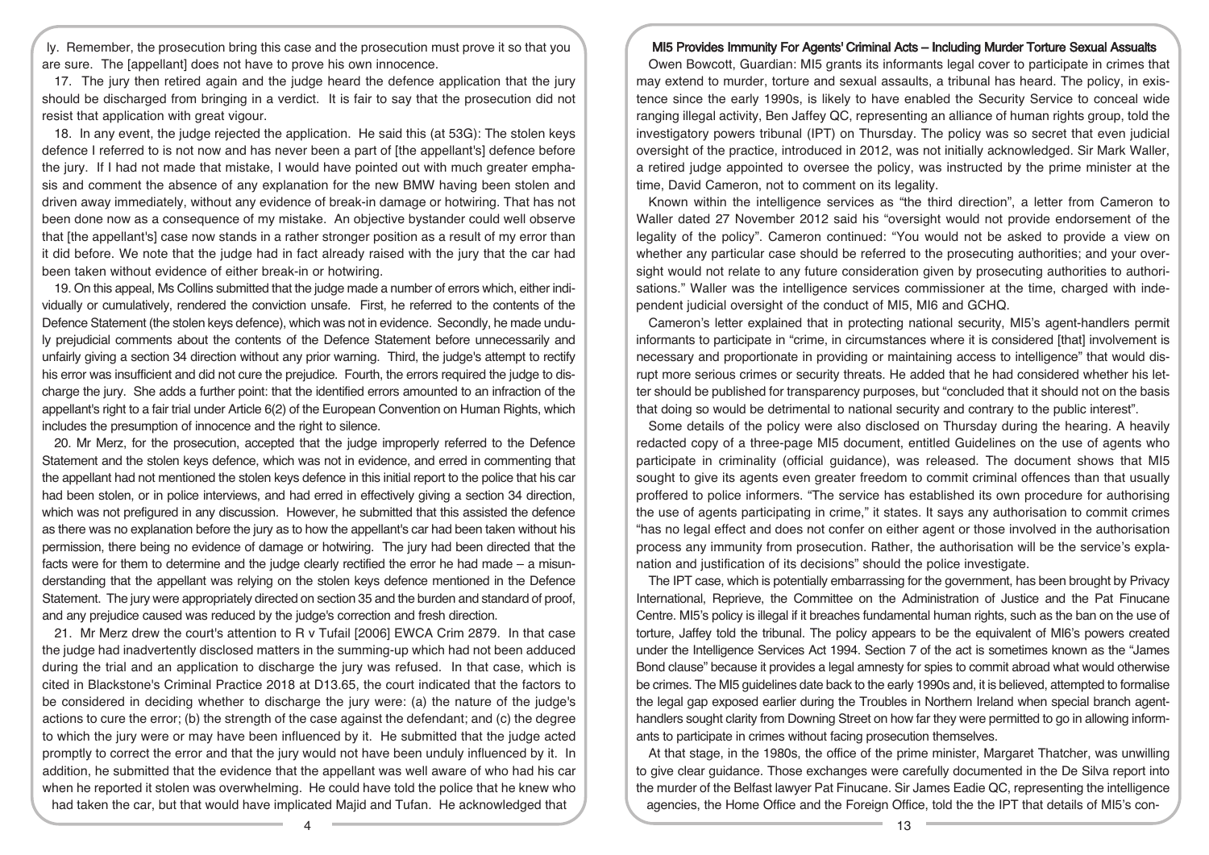ly. Remember, the prosecution bring this case and the prosecution must prove it so that you are sure. The [appellant] does not have to prove his own innocence.

17. The jury then retired again and the judge heard the defence application that the jury should be discharged from bringing in a verdict. It is fair to say that the prosecution did not resist that application with great vigour.

18. In any event, the judge rejected the application. He said this (at 53G): The stolen keys defence I referred to is not now and has never been a part of [the appellant's] defence before the jury. If I had not made that mistake, I would have pointed out with much greater emphasis and comment the absence of any explanation for the new BMW having been stolen and driven away immediately, without any evidence of break-in damage or hotwiring. That has not been done now as a consequence of my mistake. An objective bystander could well observe that [the appellant's] case now stands in a rather stronger position as a result of my error than it did before. We note that the judge had in fact already raised with the jury that the car had been taken without evidence of either break-in or hotwiring.

19. On this appeal, Ms Collins submitted that the judge made a number of errors which, either individually or cumulatively, rendered the conviction unsafe. First, he referred to the contents of the Defence Statement (the stolen keys defence), which was not in evidence. Secondly, he made unduly prejudicial comments about the contents of the Defence Statement before unnecessarily and unfairly giving a section 34 direction without any prior warning. Third, the judge's attempt to rectify his error was insufficient and did not cure the prejudice. Fourth, the errors required the judge to discharge the jury. She adds a further point: that the identified errors amounted to an infraction of the appellant's right to a fair trial under Article 6(2) of the European Convention on Human Rights, which includes the presumption of innocence and the right to silence.

20. Mr Merz, for the prosecution, accepted that the judge improperly referred to the Defence Statement and the stolen keys defence, which was not in evidence, and erred in commenting that the appellant had not mentioned the stolen keys defence in this initial report to the police that his car had been stolen, or in police interviews, and had erred in effectively giving a section 34 direction, which was not prefigured in any discussion. However, he submitted that this assisted the defence as there was no explanation before the jury as to how the appellant's car had been taken without his permission, there being no evidence of damage or hotwiring. The jury had been directed that the facts were for them to determine and the judge clearly rectified the error he had made – a misunderstanding that the appellant was relying on the stolen keys defence mentioned in the Defence Statement. The jury were appropriately directed on section 35 and the burden and standard of proof, and any prejudice caused was reduced by the judge's correction and fresh direction.

21. Mr Merz drew the court's attention to R v Tufail [2006] EWCA Crim 2879. In that case the judge had inadvertently disclosed matters in the summing-up which had not been adduced during the trial and an application to discharge the jury was refused. In that case, which is cited in Blackstone's Criminal Practice 2018 at D13.65, the court indicated that the factors to be considered in deciding whether to discharge the jury were: (a) the nature of the judge's actions to cure the error; (b) the strength of the case against the defendant; and (c) the degree to which the jury were or may have been influenced by it. He submitted that the judge acted promptly to correct the error and that the jury would not have been unduly influenced by it. In addition, he submitted that the evidence that the appellant was well aware of who had his car when he reported it stolen was overwhelming. He could have told the police that he knew who had taken the car, but that would have implicated Majid and Tufan. He acknowledged that

## MI5 Provides Immunity For Agents' Criminal Acts – Including Murder Torture Sexual Assaults

Owen Bowcott, Guardian: MI5 grants its informants legal cover to participate in crimes that may extend to murder, torture and sexual assaults, a tribunal has heard. The policy, in existence since the early 1990s, is likely to have enabled the Security Service to conceal wide ranging illegal activity, Ben Jaffey QC, representing an alliance of human rights group, told the investigatory powers tribunal (IPT) on Thursday. The policy was so secret that even judicial oversight of the practice, introduced in 2012, was not initially acknowledged. Sir Mark Waller, a retired judge appointed to oversee the policy, was instructed by the prime minister at the time, David Cameron, not to comment on its legality.

Known within the intelligence services as "the third direction", a letter from Cameron to Waller dated 27 November 2012 said his "oversight would not provide endorsement of the legality of the policy". Cameron continued: "You would not be asked to provide a view on whether any particular case should be referred to the prosecuting authorities; and your oversight would not relate to any future consideration given by prosecuting authorities to authorisations." Waller was the intelligence services commissioner at the time, charged with independent judicial oversight of the conduct of MI5, MI6 and GCHQ.

Cameron's letter explained that in protecting national security, MI5's agent-handlers permit informants to participate in "crime, in circumstances where it is considered [that] involvement is necessary and proportionate in providing or maintaining access to intelligence" that would disrupt more serious crimes or security threats. He added that he had considered whether his letter should be published for transparency purposes, but "concluded that it should not on the basis that doing so would be detrimental to national security and contrary to the public interest".

Some details of the policy were also disclosed on Thursday during the hearing. A heavily redacted copy of a three-page MI5 document, entitled Guidelines on the use of agents who participate in criminality (official guidance), was released. The document shows that MI5 sought to give its agents even greater freedom to commit criminal offences than that usually proffered to police informers. "The service has established its own procedure for authorising the use of agents participating in crime," it states. It says any authorisation to commit crimes "has no legal effect and does not confer on either agent or those involved in the authorisation process any immunity from prosecution. Rather, the authorisation will be the service's explanation and justification of its decisions" should the police investigate.

The IPT case, which is potentially embarrassing for the government, has been brought by Privacy International, Reprieve, the Committee on the Administration of Justice and the Pat Finucane Centre. MI5's policy is illegal if it breaches fundamental human rights, such as the ban on the use of torture, Jaffey told the tribunal. The policy appears to be the equivalent of MI6's powers created under the Intelligence Services Act 1994. Section 7 of the act is sometimes known as the "James Bond clause" because it provides a legal amnesty for spies to commit abroad what would otherwise be crimes. The MI5 guidelines date back to the early 1990s and, it is believed, attempted to formalise the legal gap exposed earlier during the Troubles in Northern Ireland when special branch agent-handlers sought clarity from Downing Street on how far they were permitted to go in allowing informants to participate in crimes without facing prosecution themselves.

At that stage, in the 1980s, the office of the prime minister, Margaret Thatcher, was unwilling to give clear guidance. Those exchanges were carefully documented in the De Silva report into the murder of the Belfast lawyer Pat Finucane. Sir James Eadie QC, representing the intelligence agencies, the Home Office and the Foreign Office, told the the IPT that details of MI5's con-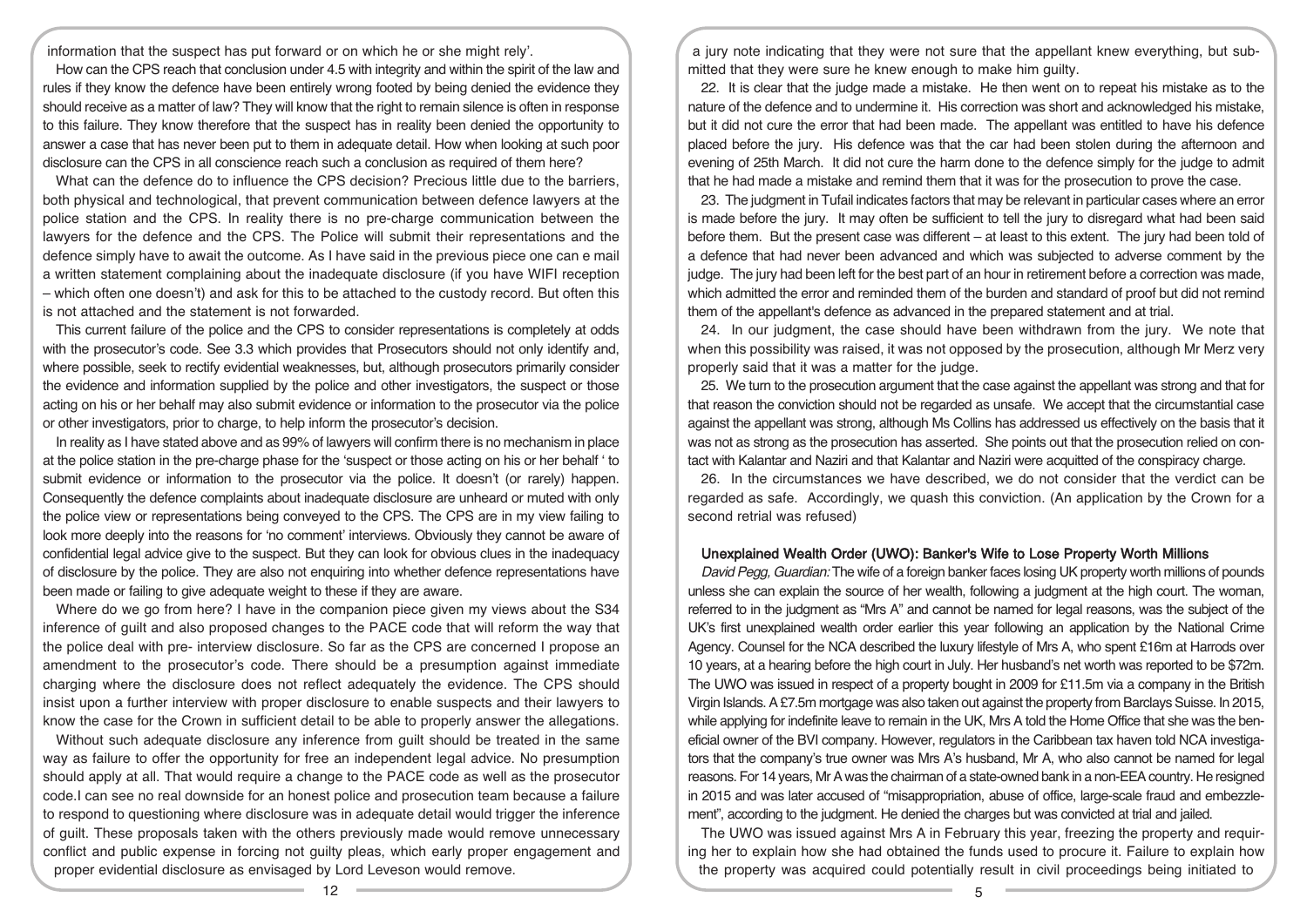information that the suspect has put forward or on which he or she might rely'.

How can the CPS reach that conclusion under 4.5 with integrity and within the spirit of the law and rules if they know the defence have been entirely wrong footed by being denied the evidence they should receive as a matter of law? They will know that the right to remain silence is often in response to this failure. They know therefore that the suspect has in reality been denied the opportunity to answer a case that has never been put to them in adequate detail. How when looking at such poor disclosure can the CPS in all conscience reach such a conclusion as required of them here?

What can the defence do to influence the CPS decision? Precious little due to the barriers, both physical and technological, that prevent communication between defence lawyers at the police station and the CPS. In reality there is no pre-charge communication between the lawyers for the defence and the CPS. The Police will submit their representations and the defence simply have to await the outcome. As I have said in the previous piece one can e mail a written statement complaining about the inadequate disclosure (if you have WIFI reception – which often one doesn't) and ask for this to be attached to the custody record. But often this is not attached and the statement is not forwarded.

This current failure of the police and the CPS to consider representations is completely at odds with the prosecutor's code. See 3.3 which provides that Prosecutors should not only identify and, where possible, seek to rectify evidential weaknesses, but, although prosecutors primarily consider the evidence and information supplied by the police and other investigators, the suspect or those acting on his or her behalf may also submit evidence or information to the prosecutor via the police or other investigators, prior to charge, to help inform the prosecutor's decision.

In reality as I have stated above and as 99% of lawyers will confirm there is no mechanism in place at the police station in the pre-charge phase for the 'suspect or those acting on his or her behalf ' to submit evidence or information to the prosecutor via the police. It doesn't (or rarely) happen. Consequently the defence complaints about inadequate disclosure are unheard or muted with only the police view or representations being conveyed to the CPS. The CPS are in my view failing to look more deeply into the reasons for 'no comment' interviews. Obviously they cannot be aware of confidential legal advice give to the suspect. But they can look for obvious clues in the inadequacy of disclosure by the police. They are also not enquiring into whether defence representations have been made or failing to give adequate weight to these if they are aware.

Where do we go from here? I have in the companion piece given my views about the S34 inference of guilt and also proposed changes to the PACE code that will reform the way that the police deal with pre- interview disclosure. So far as the CPS are concerned I propose an amendment to the prosecutor's code. There should be a presumption against immediate charging where the disclosure does not reflect adequately the evidence. The CPS should insist upon a further interview with proper disclosure to enable suspects and their lawyers to know the case for the Crown in sufficient detail to be able to properly answer the allegations.

Without such adequate disclosure any inference from guilt should be treated in the same way as failure to offer the opportunity for free an independent legal advice. No presumption should apply at all. That would require a change to the PACE code as well as the prosecutor code.I can see no real downside for an honest police and prosecution team because a failure to respond to questioning where disclosure was in adequate detail would trigger the inference of guilt. These proposals taken with the others previously made would remove unnecessary conflict and public expense in forcing not guilty pleas, which early proper engagement and proper evidential disclosure as envisaged by Lord Leveson would remove.

a jury note indicating that they were not sure that the appellant knew everything, but submitted that they were sure he knew enough to make him guilty.

22. It is clear that the judge made a mistake. He then went on to repeat his mistake as to the nature of the defence and to undermine it. His correction was short and acknowledged his mistake, but it did not cure the error that had been made. The appellant was entitled to have his defence placed before the jury. His defence was that the car had been stolen during the afternoon and evening of 25th March. It did not cure the harm done to the defence simply for the judge to admit that he had made a mistake and remind them that it was for the prosecution to prove the case.

23. The judgment in Tufail indicates factors that may be relevant in particular cases where an error is made before the jury. It may often be sufficient to tell the jury to disregard what had been said before them. But the present case was different – at least to this extent. The jury had been told of a defence that had never been advanced and which was subjected to adverse comment by the judge. The jury had been left for the best part of an hour in retirement before a correction was made, which admitted the error and reminded them of the burden and standard of proof but did not remind them of the appellant's defence as advanced in the prepared statement and at trial.

24. In our judgment, the case should have been withdrawn from the jury. We note that when this possibility was raised, it was not opposed by the prosecution, although Mr Merz very properly said that it was a matter for the judge.

25. We turn to the prosecution argument that the case against the appellant was strong and that for that reason the conviction should not be regarded as unsafe. We accept that the circumstantial case against the appellant was strong, although Ms Collins has addressed us effectively on the basis that it was not as strong as the prosecution has asserted. She points out that the prosecution relied on contact with Kalantar and Naziri and that Kalantar and Naziri were acquitted of the conspiracy charge.

26. In the circumstances we have described, we do not consider that the verdict can be regarded as safe. Accordingly, we quash this conviction. (An application by the Crown for a second retrial was refused)

## Unexplained Wealth Order (UWO): Banker's Wife to Lose Property Worth Millions

*David Pegg, Guardian:* The wife of a foreign banker faces losing UK property worth millions of pounds unless she can explain the source of her wealth, following a judgment at the high court. The woman, referred to in the judgment as "Mrs A" and cannot be named for legal reasons, was the subject of the UK's first unexplained wealth order earlier this year following an application by the National Crime Agency. Counsel for the NCA described the luxury lifestyle of Mrs A, who spent £16m at Harrods over 10 years, at a hearing before the high court in July. Her husband's net worth was reported to be $72m. The UWO was issued in respect of a property bought in 2009 for £11.5m via a company in the British Virgin Islands. A £7.5m mortgage was also taken out against the property from Barclays Suisse. In 2015, while applying for indefinite leave to remain in the UK, Mrs A told the Home Office that she was the beneficial owner of the BVI company. However, regulators in the Caribbean tax haven told NCA investigators that the company's true owner was Mrs A's husband, Mr A, who also cannot be named for legal reasons. For 14 years, Mr A was the chairman of a state-owned bank in a non-EEA country. He resigned in 2015 and was later accused of "misappropriation, abuse of office, large-scale fraud and embezzlement", according to the judgment. He denied the charges but was convicted at trial and jailed.

The UWO was issued against Mrs A in February this year, freezing the property and requiring her to explain how she had obtained the funds used to procure it. Failure to explain how the property was acquired could potentially result in civil proceedings being initiated to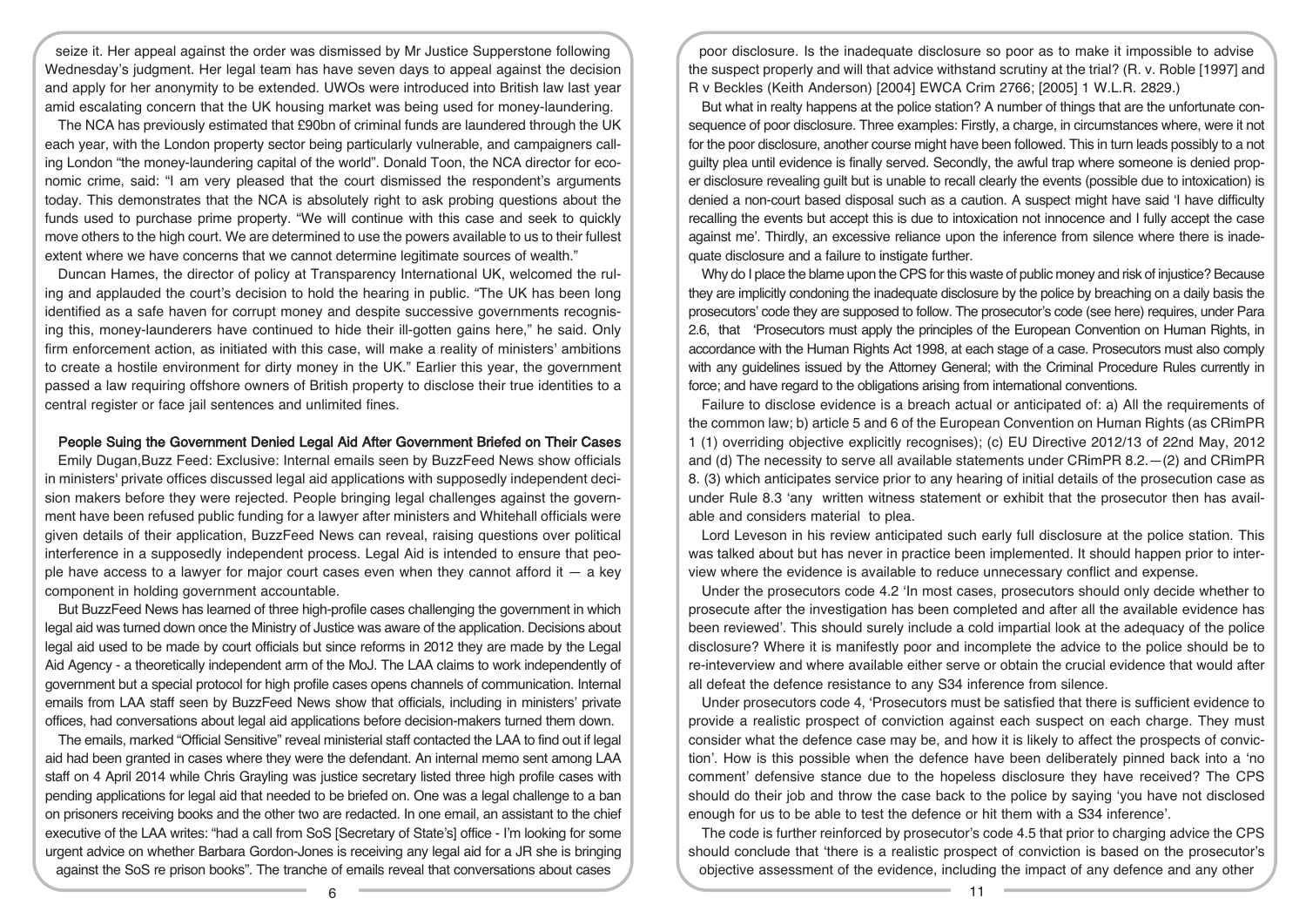seize it. Her appeal against the order was dismissed by Mr Justice Supperstone following Wednesday's judgment. Her legal team has have seven days to appeal against the decision and apply for her anonymity to be extended. UWOs were introduced into British law last year amid escalating concern that the UK housing market was being used for money-laundering.

The NCA has previously estimated that £90bn of criminal funds are laundered through the UK each year, with the London property sector being particularly vulnerable, and campaigners calling London "the money-laundering capital of the world". Donald Toon, the NCA director for economic crime, said: "I am very pleased that the court dismissed the respondent's arguments today. This demonstrates that the NCA is absolutely right to ask probing questions about the funds used to purchase prime property. "We will continue with this case and seek to quickly move others to the high court. We are determined to use the powers available to us to their fullest extent where we have concerns that we cannot determine legitimate sources of wealth."

Duncan Hames, the director of policy at Transparency International UK, welcomed the ruling and applauded the court's decision to hold the hearing in public. "The UK has been long identified as a safe haven for corrupt money and despite successive governments recognising this, money-launderers have continued to hide their ill-gotten gains here," he said. Only firm enforcement action, as initiated with this case, will make a reality of ministers' ambitions to create a hostile environment for dirty money in the UK." Earlier this year, the government passed a law requiring offshore owners of British property to disclose their true identities to a central register or face jail sentences and unlimited fines.

### People Suing the Government Denied Legal Aid After Government Briefed on Their Cases

Emily Dugan,Buzz Feed: Exclusive: Internal emails seen by BuzzFeed News show officials in ministers' private offices discussed legal aid applications with supposedly independent decision makers before they were rejected. People bringing legal challenges against the government have been refused public funding for a lawyer after ministers and Whitehall officials were given details of their application, BuzzFeed News can reveal, raising questions over political interference in a supposedly independent process. Legal Aid is intended to ensure that people have access to a lawyer for major court cases even when they cannot afford it — a key component in holding government accountable.

But BuzzFeed News has learned of three high-profile cases challenging the government in which legal aid was turned down once the Ministry of Justice was aware of the application. Decisions about legal aid used to be made by court officials but since reforms in 2012 they are made by the Legal Aid Agency - a theoretically independent arm of the MoJ. The LAA claims to work independently of government but a special protocol for high profile cases opens channels of communication. Internal emails from LAA staff seen by BuzzFeed News show that officials, including in ministers' private offices, had conversations about legal aid applications before decision-makers turned them down.

The emails, marked "Official Sensitive" reveal ministerial staff contacted the LAA to find out if legal aid had been granted in cases where they were the defendant. An internal memo sent among LAA staff on 4 April 2014 while Chris Grayling was justice secretary listed three high profile cases with pending applications for legal aid that needed to be briefed on. One was a legal challenge to a ban on prisoners receiving books and the other two are redacted. In one email, an assistant to the chief executive of the LAA writes: "had a call from SoS [Secretary of State's] office - I'm looking for some urgent advice on whether Barbara Gordon-Jones is receiving any legal aid for a JR she is bringing against the SoS re prison books". The tranche of emails reveal that conversations about cases

poor disclosure. Is the inadequate disclosure so poor as to make it impossible to advise the suspect properly and will that advice withstand scrutiny at the trial? (R. v. Roble [1997] and R v Beckles (Keith Anderson) [2004] EWCA Crim 2766; [2005] 1 W.L.R. 2829.)

But what in realty happens at the police station? A number of things that are the unfortunate consequence of poor disclosure. Three examples: Firstly, a charge, in circumstances where, were it not for the poor disclosure, another course might have been followed. This in turn leads possibly to a not guilty plea until evidence is finally served. Secondly, the awful trap where someone is denied proper disclosure revealing guilt but is unable to recall clearly the events (possible due to intoxication) is denied a non-court based disposal such as a caution. A suspect might have said 'I have difficulty recalling the events but accept this is due to intoxication not innocence and I fully accept the case against me'. Thirdly, an excessive reliance upon the inference from silence where there is inadequate disclosure and a failure to instigate further.

Why do I place the blame upon the CPS for this waste of public money and risk of injustice? Because they are implicitly condoning the inadequate disclosure by the police by breaching on a daily basis the prosecutors' code they are supposed to follow. The prosecutor's code (see here) requires, under Para 2.6, that 'Prosecutors must apply the principles of the European Convention on Human Rights, in accordance with the Human Rights Act 1998, at each stage of a case. Prosecutors must also comply with any guidelines issued by the Attorney General; with the Criminal Procedure Rules currently in force; and have regard to the obligations arising from international conventions.

Failure to disclose evidence is a breach actual or anticipated of: a) All the requirements of the common law; b) article 5 and 6 of the European Convention on Human Rights (as CRimPR 1 (1) overriding objective explicitly recognises); (c) EU Directive 2012/13 of 22nd May, 2012 and (d) The necessity to serve all available statements under CRimPR 8.2.—(2) and CRimPR 8. (3) which anticipates service prior to any hearing of initial details of the prosecution case as under Rule 8.3 'any written witness statement or exhibit that the prosecutor then has available and considers material to plea.

Lord Leveson in his review anticipated such early full disclosure at the police station. This was talked about but has never in practice been implemented. It should happen prior to interview where the evidence is available to reduce unnecessary conflict and expense.

Under the prosecutors code 4.2 'In most cases, prosecutors should only decide whether to prosecute after the investigation has been completed and after all the available evidence has been reviewed'. This should surely include a cold impartial look at the adequacy of the police disclosure? Where it is manifestly poor and incomplete the advice to the police should be to re-interview and where available either serve or obtain the crucial evidence that would after all defeat the defence resistance to any S34 inference from silence.

Under prosecutors code 4, 'Prosecutors must be satisfied that there is sufficient evidence to provide a realistic prospect of conviction against each suspect on each charge. They must consider what the defence case may be, and how it is likely to affect the prospects of conviction'. How is this possible when the defence have been deliberately pinned back into a 'no comment' defensive stance due to the hopeless disclosure they have received? The CPS should do their job and throw the case back to the police by saying 'you have not disclosed enough for us to be able to test the defence or hit them with a S34 inference'.

The code is further reinforced by prosecutor's code 4.5 that prior to charging advice the CPS should conclude that 'there is a realistic prospect of conviction is based on the prosecutor's objective assessment of the evidence, including the impact of any defence and any other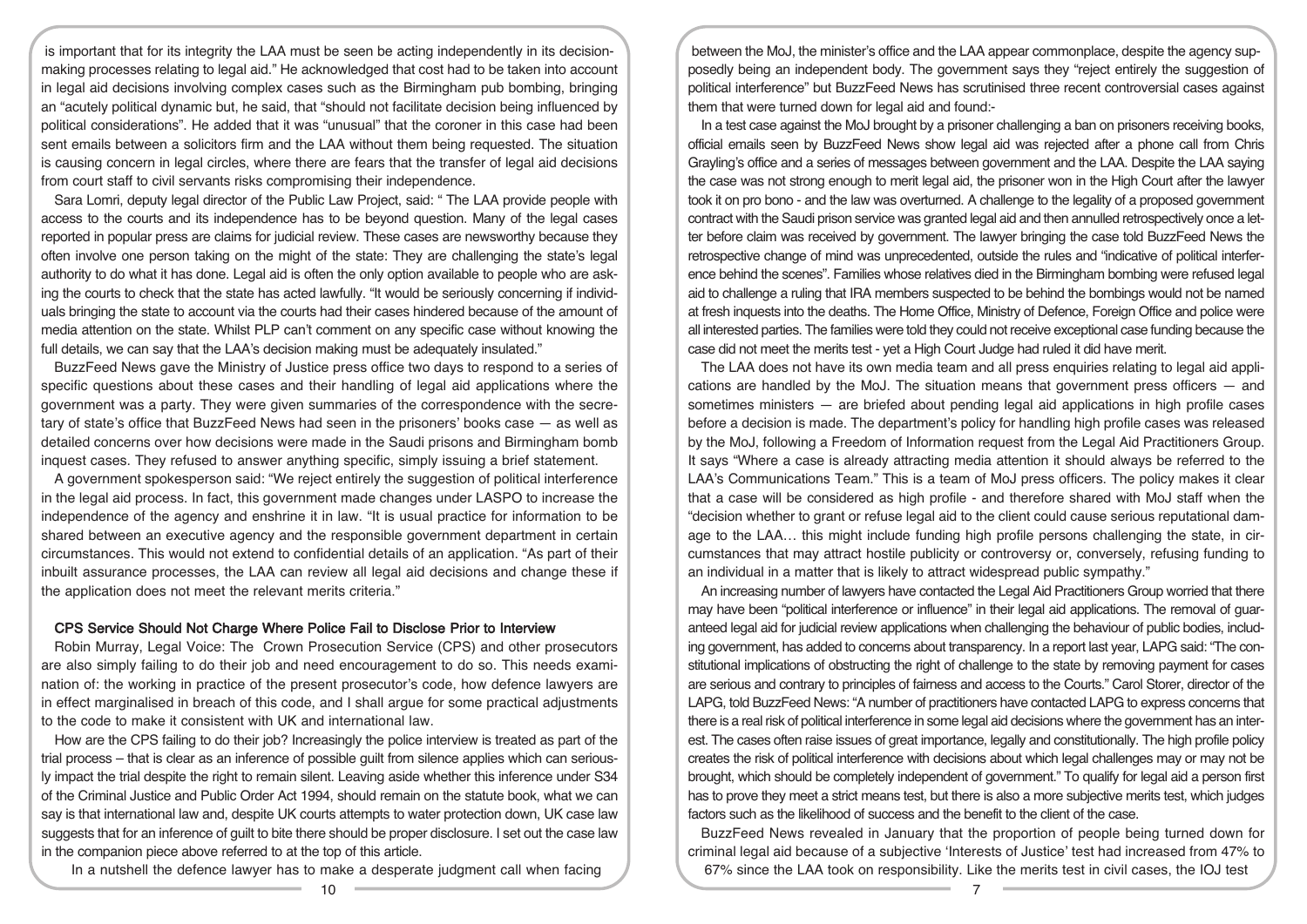is important that for its integrity the LAA must be seen be acting independently in its decision-making processes relating to legal aid." He acknowledged that cost had to be taken into account in legal aid decisions involving complex cases such as the Birmingham pub bombing, bringing an "acutely political dynamic but, he said, that "should not facilitate decision being influenced by political considerations". He added that it was "unusual" that the coroner in this case had been sent emails between a solicitors firm and the LAA without them being requested. The situation is causing concern in legal circles, where there are fears that the transfer of legal aid decisions from court staff to civil servants risks compromising their independence.

Sara Lomri, deputy legal director of the Public Law Project, said: " The LAA provide people with access to the courts and its independence has to be beyond question. Many of the legal cases reported in popular press are claims for judicial review. These cases are newsworthy because they often involve one person taking on the might of the state: They are challenging the state's legal authority to do what it has done. Legal aid is often the only option available to people who are asking the courts to check that the state has acted lawfully. "It would be seriously concerning if individuals bringing the state to account via the courts had their cases hindered because of the amount of media attention on the state. Whilst PLP can't comment on any specific case without knowing the full details, we can say that the LAA's decision making must be adequately insulated."

BuzzFeed News gave the Ministry of Justice press office two days to respond to a series of specific questions about these cases and their handling of legal aid applications where the government was a party. They were given summaries of the correspondence with the secretary of state's office that BuzzFeed News had seen in the prisoners' books case — as well as detailed concerns over how decisions were made in the Saudi prisons and Birmingham bomb inquest cases. They refused to answer anything specific, simply issuing a brief statement.

A government spokesperson said: "We reject entirely the suggestion of political interference in the legal aid process. In fact, this government made changes under LASPO to increase the independence of the agency and enshrine it in law. "It is usual practice for information to be shared between an executive agency and the responsible government department in certain circumstances. This would not extend to confidential details of an application. "As part of their inbuilt assurance processes, the LAA can review all legal aid decisions and change these if the application does not meet the relevant merits criteria."

### CPS Service Should Not Charge Where Police Fail to Disclose Prior to Interview

Robin Murray, Legal Voice: The Crown Prosecution Service (CPS) and other prosecutors are also simply failing to do their job and need encouragement to do so. This needs examination of: the working in practice of the present prosecutor's code, how defence lawyers are in effect marginalised in breach of this code, and I shall argue for some practical adjustments to the code to make it consistent with UK and international law.

How are the CPS failing to do their job? Increasingly the police interview is treated as part of the trial process – that is clear as an inference of possible guilt from silence applies which can seriously impact the trial despite the right to remain silent. Leaving aside whether this inference under S34 of the Criminal Justice and Public Order Act 1994, should remain on the statute book, what we can say is that international law and, despite UK courts attempts to water protection down, UK case law suggests that for an inference of guilt to bite there should be proper disclosure. I set out the case law in the companion piece above referred to at the top of this article.

In a nutshell the defence lawyer has to make a desperate judgment call when facing

between the MoJ, the minister's office and the LAA appear commonplace, despite the agency supposedly being an independent body. The government says they "reject entirely the suggestion of political interference" but BuzzFeed News has scrutinised three recent controversial cases against them that were turned down for legal aid and found:-

In a test case against the MoJ brought by a prisoner challenging a ban on prisoners receiving books, official emails seen by BuzzFeed News show legal aid was rejected after a phone call from Chris Grayling's office and a series of messages between government and the LAA. Despite the LAA saying the case was not strong enough to merit legal aid, the prisoner won in the High Court after the lawyer took it on pro bono - and the law was overturned. A challenge to the legality of a proposed government contract with the Saudi prison service was granted legal aid and then annulled retrospectively once a letter before claim was received by government. The lawyer bringing the case told BuzzFeed News the retrospective change of mind was unprecedented, outside the rules and "indicative of political interference behind the scenes". Families whose relatives died in the Birmingham bombing were refused legal aid to challenge a ruling that IRA members suspected to be behind the bombings would not be named at fresh inquests into the deaths. The Home Office, Ministry of Defence, Foreign Office and police were all interested parties. The families were told they could not receive exceptional case funding because the case did not meet the merits test - yet a High Court Judge had ruled it did have merit.

The LAA does not have its own media team and all press enquiries relating to legal aid applications are handled by the MoJ. The situation means that government press officers — and sometimes ministers — are briefed about pending legal aid applications in high profile cases before a decision is made. The department's policy for handling high profile cases was released by the MoJ, following a Freedom of Information request from the Legal Aid Practitioners Group. It says "Where a case is already attracting media attention it should always be referred to the LAA's Communications Team." This is a team of MoJ press officers. The policy makes it clear that a case will be considered as high profile - and therefore shared with MoJ staff when the "decision whether to grant or refuse legal aid to the client could cause serious reputational damage to the LAA… this might include funding high profile persons challenging the state, in circumstances that may attract hostile publicity or controversy or, conversely, refusing funding to an individual in a matter that is likely to attract widespread public sympathy."

An increasing number of lawyers have contacted the Legal Aid Practitioners Group worried that there may have been "political interference or influence" in their legal aid applications. The removal of guaranteed legal aid for judicial review applications when challenging the behaviour of public bodies, including government, has added to concerns about transparency. In a report last year, LAPG said: "The constitutional implications of obstructing the right of challenge to the state by removing payment for cases are serious and contrary to principles of fairness and access to the Courts." Carol Storer, director of the LAPG, told BuzzFeed News: "A number of practitioners have contacted LAPG to express concerns that there is a real risk of political interference in some legal aid decisions where the government has an interest. The cases often raise issues of great importance, legally and constitutionally. The high profile policy creates the risk of political interference with decisions about which legal challenges may or may not be brought, which should be completely independent of government." To qualify for legal aid a person first has to prove they meet a strict means test, but there is also a more subjective merits test, which judges factors such as the likelihood of success and the benefit to the client of the case.

BuzzFeed News revealed in January that the proportion of people being turned down for criminal legal aid because of a subjective 'Interests of Justice' test had increased from 47% to 67% since the LAA took on responsibility. Like the merits test in civil cases, the IOJ test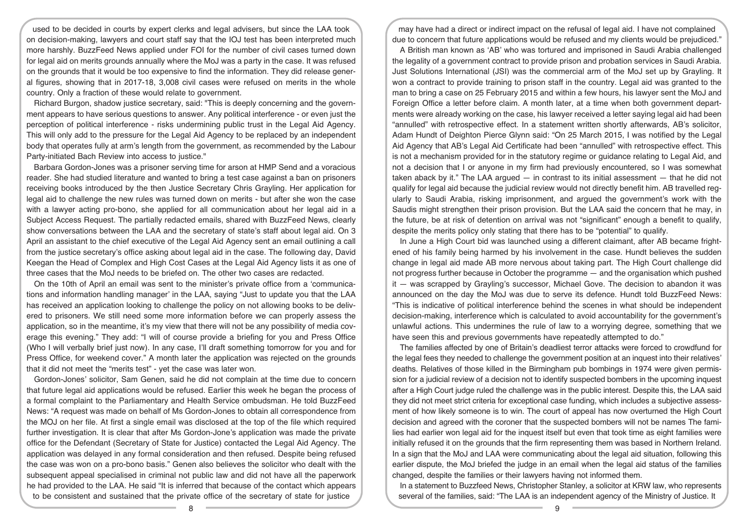used to be decided in courts by expert clerks and legal advisers, but since the LAA took on decision-making, lawyers and court staff say that the IOJ test has been interpreted much more harshly. BuzzFeed News applied under FOI for the number of civil cases turned down for legal aid on merits grounds annually where the MoJ was a party in the case. It was refused on the grounds that it would be too expensive to find the information. They did release general figures, showing that in 2017-18, 3,008 civil cases were refused on merits in the whole country. Only a fraction of these would relate to government.

Richard Burgon, shadow justice secretary, said: "This is deeply concerning and the government appears to have serious questions to answer. Any political interference - or even just the perception of political interference - risks undermining public trust in the Legal Aid Agency. This will only add to the pressure for the Legal Aid Agency to be replaced by an independent body that operates fully at arm's length from the government, as recommended by the Labour Party-initiated Bach Review into access to justice."

Barbara Gordon-Jones was a prisoner serving time for arson at HMP Send and a voracious reader. She had studied literature and wanted to bring a test case against a ban on prisoners receiving books introduced by the then Justice Secretary Chris Grayling. Her application for legal aid to challenge the new rules was turned down on merits - but after she won the case with a lawyer acting pro-bono, she applied for all communication about her legal aid in a Subject Access Request. The partially redacted emails, shared with BuzzFeed News, clearly show conversations between the LAA and the secretary of state's staff about legal aid. On 3 April an assistant to the chief executive of the Legal Aid Agency sent an email outlining a call from the justice secretary's office asking about legal aid in the case. The following day, David Keegan the Head of Complex and High Cost Cases at the Legal Aid Agency lists it as one of three cases that the MoJ needs to be briefed on. The other two cases are redacted.

On the 10th of April an email was sent to the minister's private office from a 'communications and information handling manager' in the LAA, saying "Just to update you that the LAA has received an application looking to challenge the policy on not allowing books to be delivered to prisoners. We still need some more information before we can properly assess the application, so in the meantime, it's my view that there will not be any possibility of media coverage this evening." They add: "I will of course provide a briefing for you and Press Office (Who I will verbally brief just now). In any case, I'll draft something tomorrow for you and for Press Office, for weekend cover." A month later the application was rejected on the grounds that it did not meet the "merits test" - yet the case was later won.

Gordon-Jones' solicitor, Sam Genen, said he did not complain at the time due to concern that future legal aid applications would be refused. Earlier this week he began the process of a formal complaint to the Parliamentary and Health Service ombudsman. He told BuzzFeed News: "A request was made on behalf of Ms Gordon-Jones to obtain all correspondence from the MOJ on her file. At first a single email was disclosed at the top of the file which required further investigation. It is clear that after Ms Gordon-Jone's application was made the private office for the Defendant (Secretary of State for Justice) contacted the Legal Aid Agency. The application was delayed in any formal consideration and then refused. Despite being refused the case was won on a pro-bono basis." Genen also believes the solicitor who dealt with the subsequent appeal specialised in criminal not public law and did not have all the paperwork he had provided to the LAA. He said "It is inferred that because of the contact which appears to be consistent and sustained that the private office of the secretary of state for justice may have had a direct or indirect impact on the refusal of legal aid. I have not complained due to concern that future applications would be refused and my clients would be prejudiced."

A British man known as 'AB' who was tortured and imprisoned in Saudi Arabia challenged the legality of a government contract to provide prison and probation services in Saudi Arabia. Just Solutions International (JSI) was the commercial arm of the MoJ set up by Grayling. It won a contract to provide training to prison staff in the country. Legal aid was granted to the man to bring a case on 25 February 2015 and within a few hours, his lawyer sent the MoJ and Foreign Office a letter before claim. A month later, at a time when both government departments were already working on the case, his lawyer received a letter saying legal aid had been "annulled" with retrospective effect. In a statement written shortly afterwards, AB's solicitor, Adam Hundt of Deighton Pierce Glynn said: "On 25 March 2015, I was notified by the Legal Aid Agency that AB's Legal Aid Certificate had been "annulled" with retrospective effect. This is not a mechanism provided for in the statutory regime or guidance relating to Legal Aid, and not a decision that I or anyone in my firm had previously encountered, so I was somewhat taken aback by it." The LAA argued — in contrast to its initial assessment — that he did not qualify for legal aid because the judicial review would not directly benefit him. AB travelled regularly to Saudi Arabia, risking imprisonment, and argued the government's work with the Saudis might strengthen their prison provision. But the LAA said the concern that he may, in the future, be at risk of detention on arrival was not "significant" enough a benefit to qualify, despite the merits policy only stating that there has to be "potential" to qualify.

In June a High Court bid was launched using a different claimant, after AB became frightened of his family being harmed by his involvement in the case. Hundt believes the sudden change in legal aid made AB more nervous about taking part. The High Court challenge did not progress further because in October the programme — and the organisation which pushed it — was scrapped by Grayling's successor, Michael Gove. The decision to abandon it was announced on the day the MoJ was due to serve its defence. Hundt told BuzzFeed News: "This is indicative of political interference behind the scenes in what should be independent decision-making, interference which is calculated to avoid accountability for the government's unlawful actions. This undermines the rule of law to a worrying degree, something that we have seen this and previous governments have repeatedly attempted to do."

The families affected by one of Britain's deadliest terror attacks were forced to crowdfund for the legal fees they needed to challenge the government position at an inquest into their relatives' deaths. Relatives of those killed in the Birmingham pub bombings in 1974 were given permission for a judicial review of a decision not to identify suspected bombers in the upcoming inquest after a High Court judge ruled the challenge was in the public interest. Despite this, the LAA said they did not meet strict criteria for exceptional case funding, which includes a subjective assessment of how likely someone is to win. The court of appeal has now overturned the High Court decision and agreed with the coroner that the suspected bombers will not be names The families had earlier won legal aid for the inquest itself but even that took time as eight families were initially refused it on the grounds that the firm representing them was based in Northern Ireland. In a sign that the MoJ and LAA were communicating about the legal aid situation, following this earlier dispute, the MoJ briefed the judge in an email when the legal aid status of the families changed, despite the families or their lawyers having not informed them.

In a statement to Buzzfeed News, Christopher Stanley, a solicitor at KRW law, who represents several of the families, said: "The LAA is an independent agency of the Ministry of Justice. It